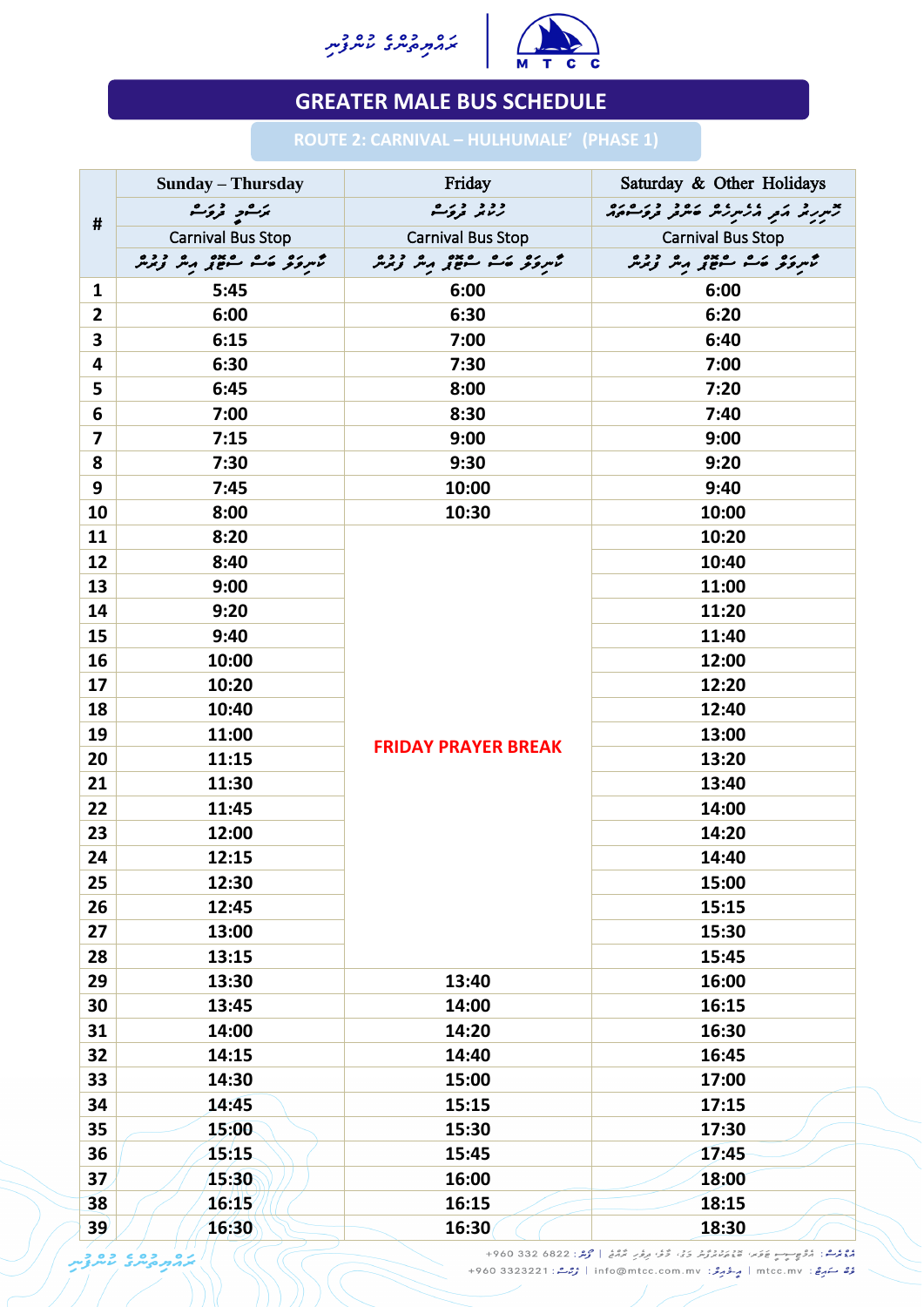# GREATER MALE BUS SCHEDULE

## ROUTE 2: CARNIVAL – HULHUMALE' (PHASE 1)

| # | Sunday – Thursday | Friday | Saturday & Other Holidays |
|---|---|---|---|
| | Carnival Bus Stop | Carnival Bus Stop | Carnival Bus Stop |
| 1 | 5:45 | 6:00 | 6:00 |
| 2 | 6:00 | 6:30 | 6:20 |
| 3 | 6:15 | 7:00 | 6:40 |
| 4 | 6:30 | 7:30 | 7:00 |
| 5 | 6:45 | 8:00 | 7:20 |
| 6 | 7:00 | 8:30 | 7:40 |
| 7 | 7:15 | 9:00 | 9:00 |
| 8 | 7:30 | 9:30 | 9:20 |
| 9 | 7:45 | 10:00 | 9:40 |
| 10 | 8:00 | 10:30 | 10:00 |
| 11 | 8:20 | FRIDAY PRAYER BREAK | 10:20 |
| 12 | 8:40 | | 10:40 |
| 13 | 9:00 | | 11:00 |
| 14 | 9:20 | | 11:20 |
| 15 | 9:40 | | 11:40 |
| 16 | 10:00 | | 12:00 |
| 17 | 10:20 | | 12:20 |
| 18 | 10:40 | | 12:40 |
| 19 | 11:00 | | 13:00 |
| 20 | 11:15 | | 13:20 |
| 21 | 11:30 | | 13:40 |
| 22 | 11:45 | | 14:00 |
| 23 | 12:00 | | 14:20 |
| 24 | 12:15 | | 14:40 |
| 25 | 12:30 | | 15:00 |
| 26 | 12:45 | | 15:15 |
| 27 | 13:00 | | 15:30 |
| 28 | 13:15 | | 15:45 |
| 29 | 13:30 | 13:40 | 16:00 |
| 30 | 13:45 | 14:00 | 16:15 |
| 31 | 14:00 | 14:20 | 16:30 |
| 32 | 14:15 | 14:40 | 16:45 |
| 33 | 14:30 | 15:00 | 17:00 |
| 34 | 14:45 | 15:15 | 17:15 |
| 35 | 15:00 | 15:30 | 17:30 |
| 36 | 15:15 | 15:45 | 17:45 |
| 37 | 15:30 | 16:00 | 18:00 |
| 38 | 16:15 | 16:15 | 18:15 |
| 39 | 16:30 | 16:30 | 18:30 |

+960 332 6822 | info@mtcc.com.mv | +960 3323221 | mtcc.mv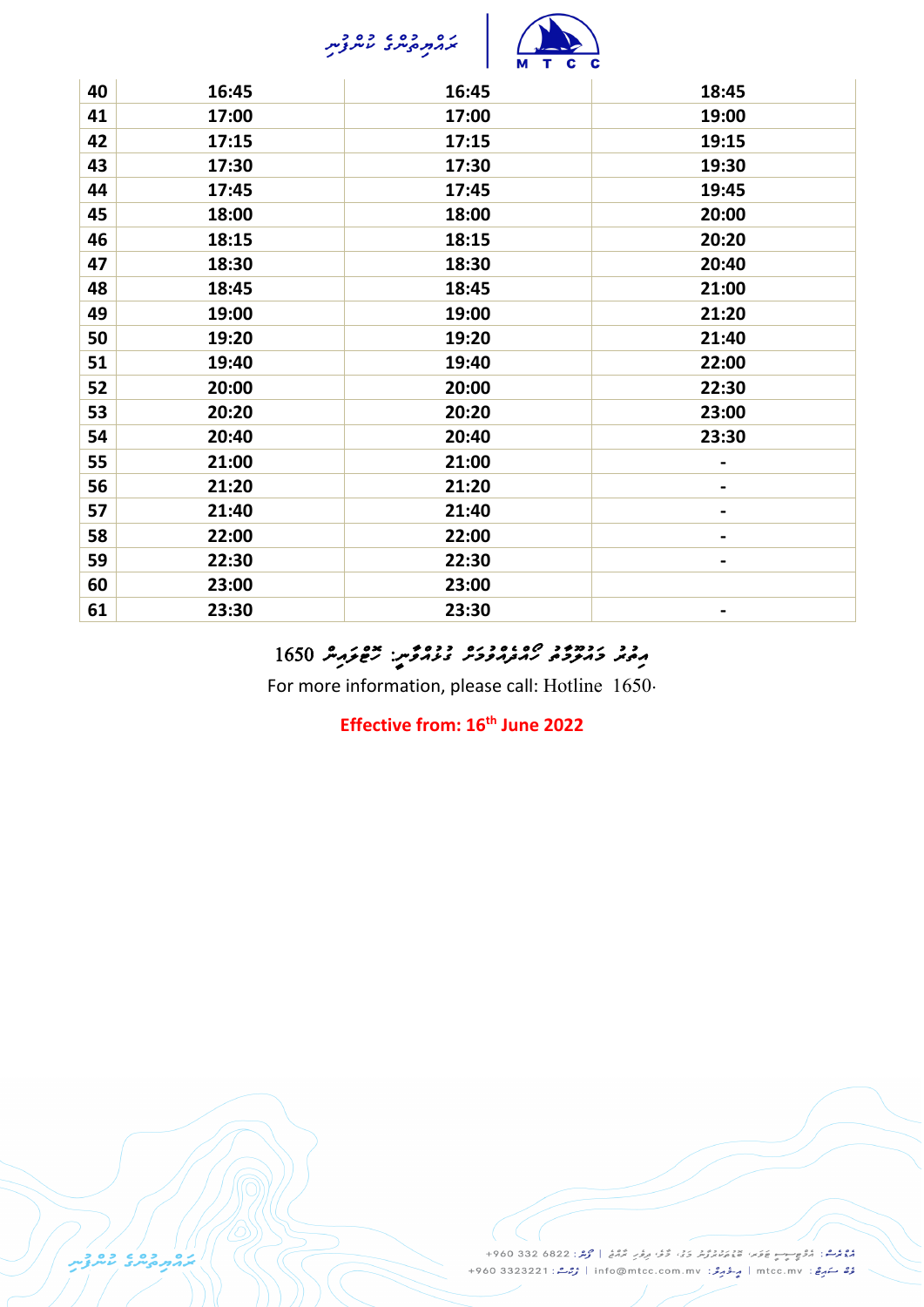| | | | |
|---|---|---|---|
| **40** | **16:45** | **16:45** | **18:45** |
| **41** | **17:00** | **17:00** | **19:00** |
| **42** | **17:15** | **17:15** | **19:15** |
| **43** | **17:30** | **17:30** | **19:30** |
| **44** | **17:45** | **17:45** | **19:45** |
| **45** | **18:00** | **18:00** | **20:00** |
| **46** | **18:15** | **18:15** | **20:20** |
| **47** | **18:30** | **18:30** | **20:40** |
| **48** | **18:45** | **18:45** | **21:00** |
| **49** | **19:00** | **19:00** | **21:20** |
| **50** | **19:20** | **19:20** | **21:40** |
| **51** | **19:40** | **19:40** | **22:00** |
| **52** | **20:00** | **20:00** | **22:30** |
| **53** | **20:20** | **20:20** | **23:00** |
| **54** | **20:40** | **20:40** | **23:30** |
| **55** | **21:00** | **21:00** | **-** |
| **56** | **21:20** | **21:20** | **-** |
| **57** | **21:40** | **21:40** | **-** |
| **58** | **22:00** | **22:00** | **-** |
| **59** | **22:30** | **22:30** | **-** |
| **60** | **23:00** | **23:00** | |
| **61** | **23:30** | **23:30** | **-** |

އިތުރު މައުލޫމާތު ހޯއްދެވުމަށް ގުޅުއްވާނީ: ހޮޓްލައިން 1650

For more information, please call: Hotline 1650.

**Effective from: 16th June 2022**